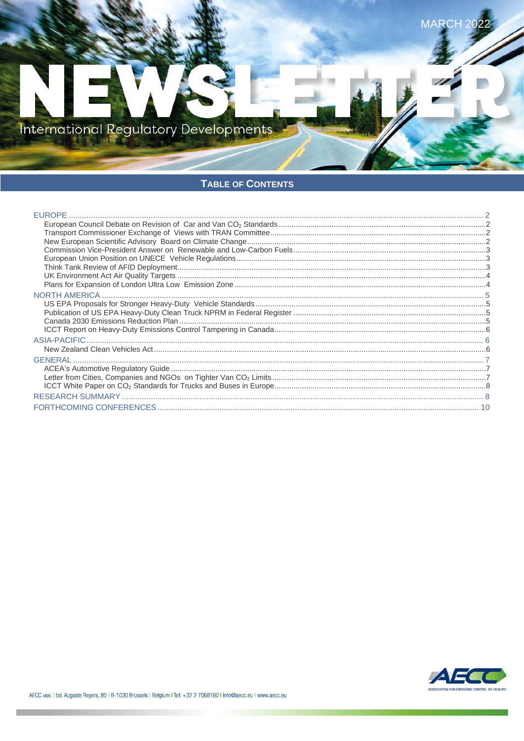MARCH 2022

# NEWSLETTER

International Regulatory Developments

## TABLE OF CONTENTS

- EUROPE ... 2
  - European Council Debate on Revision of Car and Van $CO_2$ Standards ... 2
  - Transport Commissioner Exchange of Views with TRAN Committee ... 2
  - New European Scientific Advisory Board on Climate Change ... 2
  - Commission Vice-President Answer on Renewable and Low-Carbon Fuels ... 3
  - European Union Position on UNECE Vehicle Regulations ... 3
  - Think Tank Review of AFID Deployment ... 3
  - UK Environment Act Air Quality Targets ... 4
  - Plans for Expansion of London Ultra Low Emission Zone ... 4
- NORTH AMERICA ... 5
  - US EPA Proposals for Stronger Heavy-Duty Vehicle Standards ... 5
  - Publication of US EPA Heavy-Duty Clean Truck NPRM in Federal Register ... 5
  - Canada 2030 Emissions Reduction Plan ... 5
  - ICCT Report on Heavy-Duty Emissions Control Tampering in Canada ... 6
- ASIA-PACIFIC ... 6
  - New Zealand Clean Vehicles Act ... 6
- GENERAL ... 7
  - ACEA's Automotive Regulatory Guide ... 7
  - Letter from Cities, Companies and NGOs on Tighter Van $CO_2$ Limits ... 7
  - ICCT White Paper on $CO_2$ Standards for Trucks and Buses in Europe ... 8
- RESEARCH SUMMARY ... 8
- FORTHCOMING CONFERENCES ... 10

AECC AISBL | bd. Auguste Reyers, 80 | B-1030 Brussels | Belgium | Tel: +32 2 7068160 | info@aecc.eu | www.aecc.eu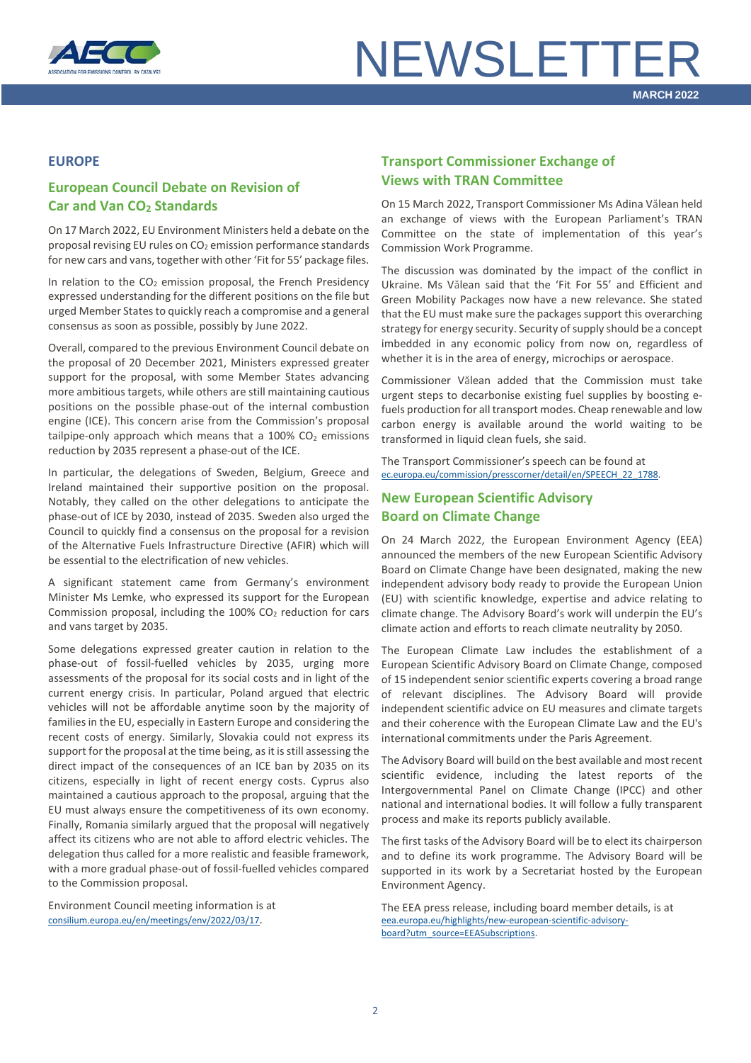## EUROPE

### European Council Debate on Revision of Car and Van $CO_2$ Standards

On 17 March 2022, EU Environment Ministers held a debate on the proposal revising EU rules on $CO_2$ emission performance standards for new cars and vans, together with other 'Fit for 55' package files.

In relation to the $CO_2$ emission proposal, the French Presidency expressed understanding for the different positions on the file but urged Member States to quickly reach a compromise and a general consensus as soon as possible, possibly by June 2022.

Overall, compared to the previous Environment Council debate on the proposal of 20 December 2021, Ministers expressed greater support for the proposal, with some Member States advancing more ambitious targets, while others are still maintaining cautious positions on the possible phase-out of the internal combustion engine (ICE). This concern arise from the Commission's proposal tailpipe-only approach which means that a 100% $CO_2$ emissions reduction by 2035 represent a phase-out of the ICE.

In particular, the delegations of Sweden, Belgium, Greece and Ireland maintained their supportive position on the proposal. Notably, they called on the other delegations to anticipate the phase-out of ICE by 2030, instead of 2035. Sweden also urged the Council to quickly find a consensus on the proposal for a revision of the Alternative Fuels Infrastructure Directive (AFIR) which will be essential to the electrification of new vehicles.

A significant statement came from Germany's environment Minister Ms Lemke, who expressed its support for the European Commission proposal, including the 100% $CO_2$ reduction for cars and vans target by 2035.

Some delegations expressed greater caution in relation to the phase-out of fossil-fuelled vehicles by 2035, urging more assessments of the proposal for its social costs and in light of the current energy crisis. In particular, Poland argued that electric vehicles will not be affordable anytime soon by the majority of families in the EU, especially in Eastern Europe and considering the recent costs of energy. Similarly, Slovakia could not express its support for the proposal at the time being, as it is still assessing the direct impact of the consequences of an ICE ban by 2035 on its citizens, especially in light of recent energy costs. Cyprus also maintained a cautious approach to the proposal, arguing that the EU must always ensure the competitiveness of its own economy. Finally, Romania similarly argued that the proposal will negatively affect its citizens who are not able to afford electric vehicles. The delegation thus called for a more realistic and feasible framework, with a more gradual phase-out of fossil-fuelled vehicles compared to the Commission proposal.

Environment Council meeting information is at consilium.europa.eu/en/meetings/env/2022/03/17.

### Transport Commissioner Exchange of Views with TRAN Committee

On 15 March 2022, Transport Commissioner Ms Adina Vălean held an exchange of views with the European Parliament's TRAN Committee on the state of implementation of this year's Commission Work Programme.

The discussion was dominated by the impact of the conflict in Ukraine. Ms Vălean said that the 'Fit For 55' and Efficient and Green Mobility Packages now have a new relevance. She stated that the EU must make sure the packages support this overarching strategy for energy security. Security of supply should be a concept imbedded in any economic policy from now on, regardless of whether it is in the area of energy, microchips or aerospace.

Commissioner Vălean added that the Commission must take urgent steps to decarbonise existing fuel supplies by boosting e-fuels production for all transport modes. Cheap renewable and low carbon energy is available around the world waiting to be transformed in liquid clean fuels, she said.

The Transport Commissioner's speech can be found at ec.europa.eu/commission/presscorner/detail/en/SPEECH_22_1788.

### New European Scientific Advisory Board on Climate Change

On 24 March 2022, the European Environment Agency (EEA) announced the members of the new European Scientific Advisory Board on Climate Change have been designated, making the new independent advisory body ready to provide the European Union (EU) with scientific knowledge, expertise and advice relating to climate change. The Advisory Board's work will underpin the EU's climate action and efforts to reach climate neutrality by 2050.

The European Climate Law includes the establishment of a European Scientific Advisory Board on Climate Change, composed of 15 independent senior scientific experts covering a broad range of relevant disciplines. The Advisory Board will provide independent scientific advice on EU measures and climate targets and their coherence with the European Climate Law and the EU's international commitments under the Paris Agreement.

The Advisory Board will build on the best available and most recent scientific evidence, including the latest reports of the Intergovernmental Panel on Climate Change (IPCC) and other national and international bodies. It will follow a fully transparent process and make its reports publicly available.

The first tasks of the Advisory Board will be to elect its chairperson and to define its work programme. The Advisory Board will be supported in its work by a Secretariat hosted by the European Environment Agency.

The EEA press release, including board member details, is at eea.europa.eu/highlights/new-european-scientific-advisory-board?utm_source=EEASubscriptions.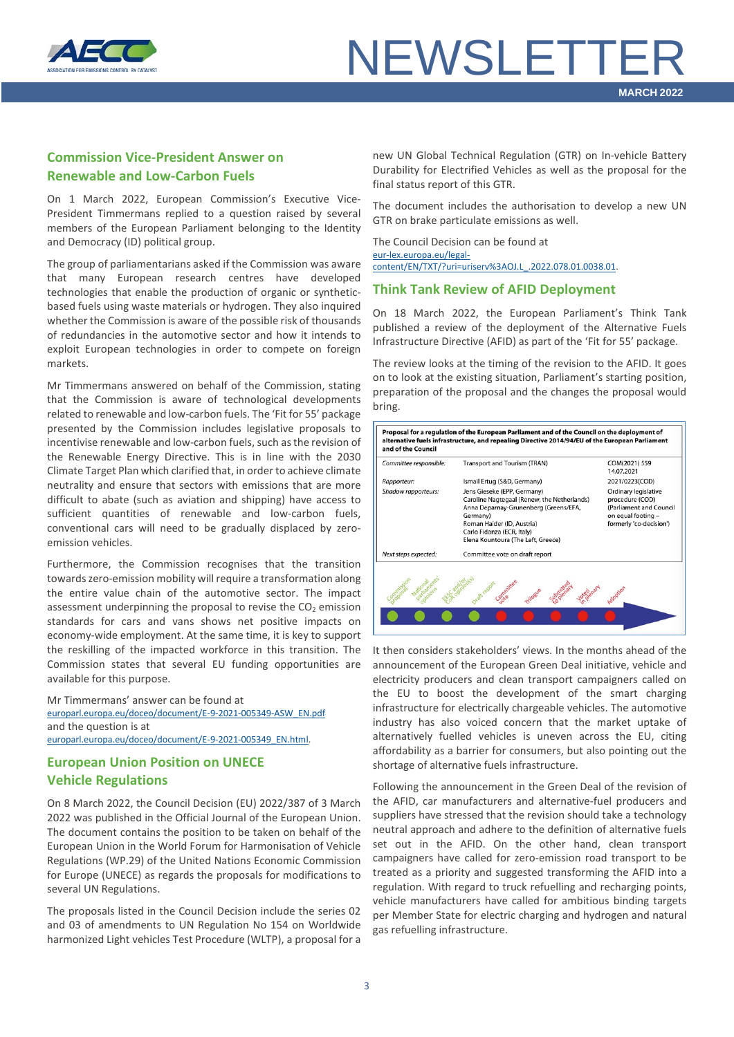## Commission Vice-President Answer on Renewable and Low-Carbon Fuels

On 1 March 2022, European Commission's Executive Vice-President Timmermans replied to a question raised by several members of the European Parliament belonging to the Identity and Democracy (ID) political group.

The group of parliamentarians asked if the Commission was aware that many European research centres have developed technologies that enable the production of organic or synthetic-based fuels using waste materials or hydrogen. They also inquired whether the Commission is aware of the possible risk of thousands of redundancies in the automotive sector and how it intends to exploit European technologies in order to compete on foreign markets.

Mr Timmermans answered on behalf of the Commission, stating that the Commission is aware of technological developments related to renewable and low-carbon fuels. The 'Fit for 55' package presented by the Commission includes legislative proposals to incentivise renewable and low-carbon fuels, such as the revision of the Renewable Energy Directive. This is in line with the 2030 Climate Target Plan which clarified that, in order to achieve climate neutrality and ensure that sectors with emissions that are more difficult to abate (such as aviation and shipping) have access to sufficient quantities of renewable and low-carbon fuels, conventional cars will need to be gradually displaced by zero-emission vehicles.

Furthermore, the Commission recognises that the transition towards zero-emission mobility will require a transformation along the entire value chain of the automotive sector. The impact assessment underpinning the proposal to revise the $CO_2$ emission standards for cars and vans shows net positive impacts on economy-wide employment. At the same time, it is key to support the reskilling of the impacted workforce in this transition. The Commission states that several EU funding opportunities are available for this purpose.

Mr Timmermans' answer can be found at europarl.europa.eu/doceo/document/E-9-2021-005349-ASW_EN.pdf and the question is at europarl.europa.eu/doceo/document/E-9-2021-005349_EN.html.

## European Union Position on UNECE Vehicle Regulations

On 8 March 2022, the Council Decision (EU) 2022/387 of 3 March 2022 was published in the Official Journal of the European Union. The document contains the position to be taken on behalf of the European Union in the World Forum for Harmonisation of Vehicle Regulations (WP.29) of the United Nations Economic Commission for Europe (UNECE) as regards the proposals for modifications to several UN Regulations.

The proposals listed in the Council Decision include the series 02 and 03 of amendments to UN Regulation No 154 on Worldwide harmonized Light vehicles Test Procedure (WLTP), a proposal for a new UN Global Technical Regulation (GTR) on In-vehicle Battery Durability for Electrified Vehicles as well as the proposal for the final status report of this GTR.

The document includes the authorisation to develop a new UN GTR on brake particulate emissions as well.

The Council Decision can be found at eur-lex.europa.eu/legal-content/EN/TXT/?uri=uriserv%3AOJ.L_.2022.078.01.0038.01.

## Think Tank Review of AFID Deployment

On 18 March 2022, the European Parliament's Think Tank published a review of the deployment of the Alternative Fuels Infrastructure Directive (AFID) as part of the 'Fit for 55' package.

The review looks at the timing of the revision to the AFID. It goes on to look at the existing situation, Parliament's starting position, preparation of the proposal and the changes the proposal would bring.

**Proposal for a regulation of the European Parliament and of the Council on the deployment of alternative fuels infrastructure, and repealing Directive 2014/94/EU of the European Parliament and of the Council**

| | | |
|---|---|---|
| *Committee responsible:* | Transport and Tourism (TRAN) | COM(2021) 559 14.07.2021 |
| *Rapporteur:* | Ismail Ertug (S&D, Germany) | 2021/0223(COD) |
| *Shadow rapporteurs:* | Jens Gieseke (EPP, Germany) Caroline Nagtegaal (Renew, the Netherlands) Anna Deparnay-Grunenberg (Greens/EFA, Germany) Roman Haider (ID, Austria) Carlo Fidanza (ECR, Italy) Elena Kountoura (The Left, Greece) | Ordinary legislative procedure (COD) (Parliament and Council on equal footing – formerly 'co-decision') |
| *Next steps expected:* | Committee vote on draft report | |

Commission proposal – National parliaments' opinions – EESC and/or CoR opinion(s) – Draft report – Committee vote – Trilogue – Submitted to plenary – Voted in plenary – Adoption

It then considers stakeholders' views. In the months ahead of the announcement of the European Green Deal initiative, vehicle and electricity producers and clean transport campaigners called on the EU to boost the development of the smart charging infrastructure for electrically chargeable vehicles. The automotive industry has also voiced concern that the market uptake of alternatively fuelled vehicles is uneven across the EU, citing affordability as a barrier for consumers, but also pointing out the shortage of alternative fuels infrastructure.

Following the announcement in the Green Deal of the revision of the AFID, car manufacturers and alternative-fuel producers and suppliers have stressed that the revision should take a technology neutral approach and adhere to the definition of alternative fuels set out in the AFID. On the other hand, clean transport campaigners have called for zero-emission road transport to be treated as a priority and suggested transforming the AFID into a regulation. With regard to truck refuelling and recharging points, vehicle manufacturers have called for ambitious binding targets per Member State for electric charging and hydrogen and natural gas refuelling infrastructure.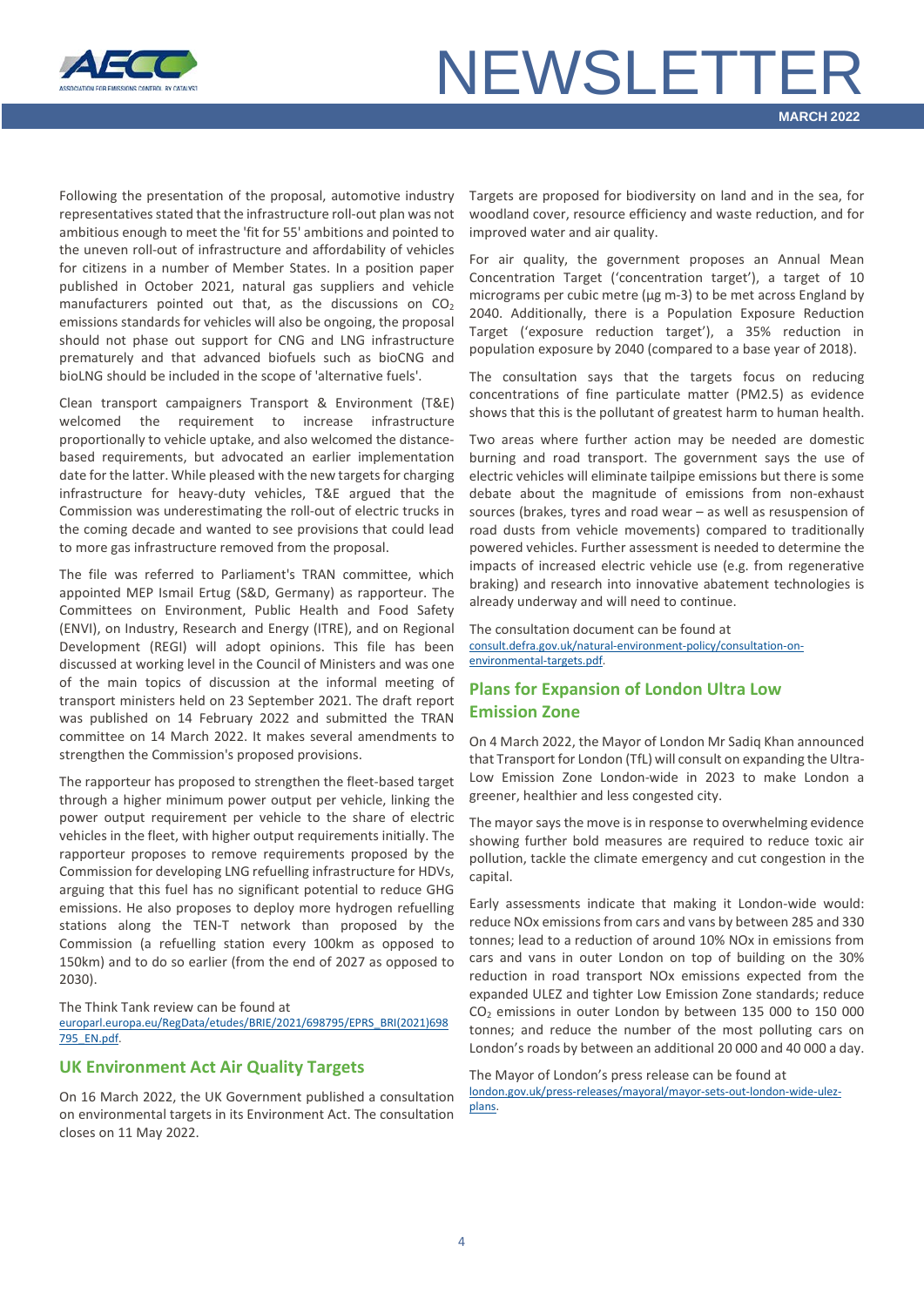Following the presentation of the proposal, automotive industry representatives stated that the infrastructure roll-out plan was not ambitious enough to meet the 'fit for 55' ambitions and pointed to the uneven roll-out of infrastructure and affordability of vehicles for citizens in a number of Member States. In a position paper published in October 2021, natural gas suppliers and vehicle manufacturers pointed out that, as the discussions on $CO_2$ emissions standards for vehicles will also be ongoing, the proposal should not phase out support for CNG and LNG infrastructure prematurely and that advanced biofuels such as bioCNG and bioLNG should be included in the scope of 'alternative fuels'.

Clean transport campaigners Transport & Environment (T&E) welcomed the requirement to increase infrastructure proportionally to vehicle uptake, and also welcomed the distance-based requirements, but advocated an earlier implementation date for the latter. While pleased with the new targets for charging infrastructure for heavy-duty vehicles, T&E argued that the Commission was underestimating the roll-out of electric trucks in the coming decade and wanted to see provisions that could lead to more gas infrastructure removed from the proposal.

The file was referred to Parliament's TRAN committee, which appointed MEP Ismail Ertug (S&D, Germany) as rapporteur. The Committees on Environment, Public Health and Food Safety (ENVI), on Industry, Research and Energy (ITRE), and on Regional Development (REGI) will adopt opinions. This file has been discussed at working level in the Council of Ministers and was one of the main topics of discussion at the informal meeting of transport ministers held on 23 September 2021. The draft report was published on 14 February 2022 and submitted the TRAN committee on 14 March 2022. It makes several amendments to strengthen the Commission's proposed provisions.

The rapporteur has proposed to strengthen the fleet-based target through a higher minimum power output per vehicle, linking the power output requirement per vehicle to the share of electric vehicles in the fleet, with higher output requirements initially. The rapporteur proposes to remove requirements proposed by the Commission for developing LNG refuelling infrastructure for HDVs, arguing that this fuel has no significant potential to reduce GHG emissions. He also proposes to deploy more hydrogen refuelling stations along the TEN-T network than proposed by the Commission (a refuelling station every 100km as opposed to 150km) and to do so earlier (from the end of 2027 as opposed to 2030).

The Think Tank review can be found at
europarl.europa.eu/RegData/etudes/BRIE/2021/698795/EPRS_BRI(2021)698795_EN.pdf.

## UK Environment Act Air Quality Targets

On 16 March 2022, the UK Government published a consultation on environmental targets in its Environment Act. The consultation closes on 11 May 2022.

Targets are proposed for biodiversity on land and in the sea, for woodland cover, resource efficiency and waste reduction, and for improved water and air quality.

For air quality, the government proposes an Annual Mean Concentration Target ('concentration target'), a target of 10 micrograms per cubic metre (µg m-3) to be met across England by 2040. Additionally, there is a Population Exposure Reduction Target ('exposure reduction target'), a 35% reduction in population exposure by 2040 (compared to a base year of 2018).

The consultation says that the targets focus on reducing concentrations of fine particulate matter (PM2.5) as evidence shows that this is the pollutant of greatest harm to human health.

Two areas where further action may be needed are domestic burning and road transport. The government says the use of electric vehicles will eliminate tailpipe emissions but there is some debate about the magnitude of emissions from non-exhaust sources (brakes, tyres and road wear – as well as resuspension of road dusts from vehicle movements) compared to traditionally powered vehicles. Further assessment is needed to determine the impacts of increased electric vehicle use (e.g. from regenerative braking) and research into innovative abatement technologies is already underway and will need to continue.

The consultation document can be found at
consult.defra.gov.uk/natural-environment-policy/consultation-on-environmental-targets.pdf.

## Plans for Expansion of London Ultra Low Emission Zone

On 4 March 2022, the Mayor of London Mr Sadiq Khan announced that Transport for London (TfL) will consult on expanding the Ultra-Low Emission Zone London-wide in 2023 to make London a greener, healthier and less congested city.

The mayor says the move is in response to overwhelming evidence showing further bold measures are required to reduce toxic air pollution, tackle the climate emergency and cut congestion in the capital.

Early assessments indicate that making it London-wide would: reduce NOx emissions from cars and vans by between 285 and 330 tonnes; lead to a reduction of around 10% NOx in emissions from cars and vans in outer London on top of building on the 30% reduction in road transport NOx emissions expected from the expanded ULEZ and tighter Low Emission Zone standards; reduce $CO_2$ emissions in outer London by between 135 000 to 150 000 tonnes; and reduce the number of the most polluting cars on London's roads by between an additional 20 000 and 40 000 a day.

The Mayor of London's press release can be found at
london.gov.uk/press-releases/mayoral/mayor-sets-out-london-wide-ulez-plans.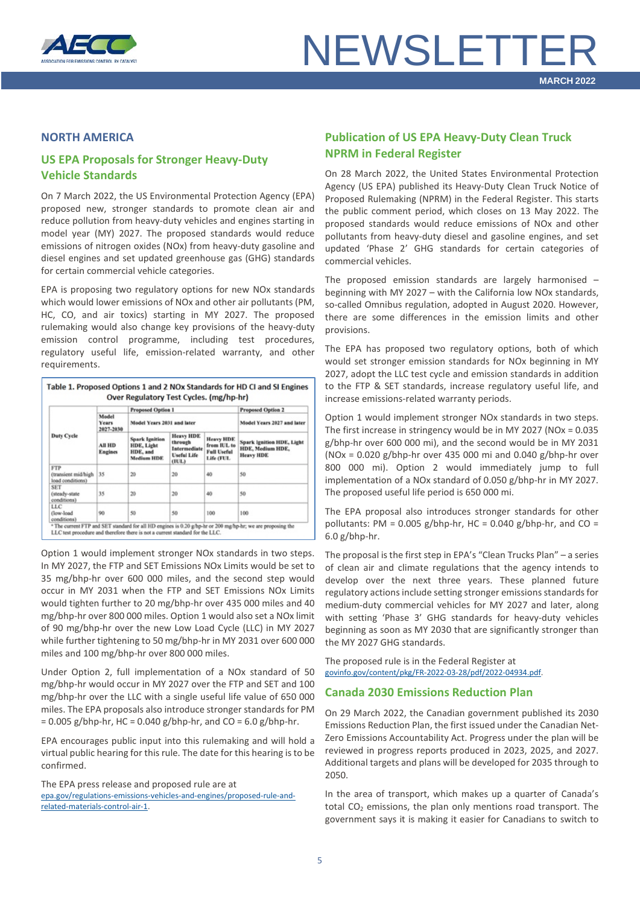## NORTH AMERICA

### US EPA Proposals for Stronger Heavy-Duty Vehicle Standards

On 7 March 2022, the US Environmental Protection Agency (EPA) proposed new, stronger standards to promote clean air and reduce pollution from heavy-duty vehicles and engines starting in model year (MY) 2027. The proposed standards would reduce emissions of nitrogen oxides (NOx) from heavy-duty gasoline and diesel engines and set updated greenhouse gas (GHG) standards for certain commercial vehicle categories.

EPA is proposing two regulatory options for new NOx standards which would lower emissions of NOx and other air pollutants (PM, HC, CO, and air toxics) starting in MY 2027. The proposed rulemaking would also change key provisions of the heavy-duty emission control programme, including test procedures, regulatory useful life, emission-related warranty, and other requirements.

**Table 1. Proposed Options 1 and 2 NOx Standards for HD CI and SI Engines Over Regulatory Test Cycles. (mg/hp-hr)**

| Duty Cycle | Proposed Option 1 | | | | Proposed Option 2 |
|---|---|---|---|---|---|
| | Model Years 2027-2030 | Model Years 2031 and later | | | Model Years 2027 and later |
| | All HD Engines | Spark Ignition HDE, Light HDE, and Medium HDE | Heavy HDE through Intermediate Useful Life (IUL) | Heavy HDE from IUL to Full Useful Life (FUL) | Spark Ignition HDE, Light HDE, Medium HDE, Heavy HDE |
| FTP (transient mid/high load conditions) | 35 | 20 | 20 | 40 | 50 |
| SET (steady-state conditions) | 35 | 20 | 20 | 40 | 50 |
| LLC (low-load conditions) | 90 | 50 | 50 | 100 | 100 |

* The current FTP and SET standard for all HD engines is 0.20 g/hp-hr or 200 mg/hp-hr; we are proposing the LLC test procedure and therefore there is not a current standard for the LLC.

Option 1 would implement stronger NOx standards in two steps. In MY 2027, the FTP and SET Emissions NOx Limits would be set to 35 mg/bhp-hr over 600 000 miles, and the second step would occur in MY 2031 when the FTP and SET Emissions NOx Limits would tighten further to 20 mg/bhp-hr over 435 000 miles and 40 mg/bhp-hr over 800 000 miles. Option 1 would also set a NOx limit of 90 mg/bhp-hr over the new Low Load Cycle (LLC) in MY 2027 while further tightening to 50 mg/bhp-hr in MY 2031 over 600 000 miles and 100 mg/bhp-hr over 800 000 miles.

Under Option 2, full implementation of a NOx standard of 50 mg/bhp-hr would occur in MY 2027 over the FTP and SET and 100 mg/bhp-hr over the LLC with a single useful life value of 650 000 miles. The EPA proposals also introduce stronger standards for PM = 0.005 g/bhp-hr, HC = 0.040 g/bhp-hr, and CO = 6.0 g/bhp-hr.

EPA encourages public input into this rulemaking and will hold a virtual public hearing for this rule. The date for this hearing is to be confirmed.

The EPA press release and proposed rule are at epa.gov/regulations-emissions-vehicles-and-engines/proposed-rule-and-related-materials-control-air-1.

### Publication of US EPA Heavy-Duty Clean Truck NPRM in Federal Register

On 28 March 2022, the United States Environmental Protection Agency (US EPA) published its Heavy-Duty Clean Truck Notice of Proposed Rulemaking (NPRM) in the Federal Register. This starts the public comment period, which closes on 13 May 2022. The proposed standards would reduce emissions of NOx and other pollutants from heavy-duty diesel and gasoline engines, and set updated 'Phase 2' GHG standards for certain categories of commercial vehicles.

The proposed emission standards are largely harmonised – beginning with MY 2027 – with the California low NOx standards, so-called Omnibus regulation, adopted in August 2020. However, there are some differences in the emission limits and other provisions.

The EPA has proposed two regulatory options, both of which would set stronger emission standards for NOx beginning in MY 2027, adopt the LLC test cycle and emission standards in addition to the FTP & SET standards, increase regulatory useful life, and increase emissions-related warranty periods.

Option 1 would implement stronger NOx standards in two steps. The first increase in stringency would be in MY 2027 (NOx = 0.035 g/bhp-hr over 600 000 mi), and the second would be in MY 2031 (NOx = 0.020 g/bhp-hr over 435 000 mi and 0.040 g/bhp-hr over 800 000 mi). Option 2 would immediately jump to full implementation of a NOx standard of 0.050 g/bhp-hr in MY 2027. The proposed useful life period is 650 000 mi.

The EPA proposal also introduces stronger standards for other pollutants: PM = 0.005 g/bhp-hr, HC = 0.040 g/bhp-hr, and CO = 6.0 g/bhp-hr.

The proposal is the first step in EPA's "Clean Trucks Plan" – a series of clean air and climate regulations that the agency intends to develop over the next three years. These planned future regulatory actions include setting stronger emissions standards for medium-duty commercial vehicles for MY 2027 and later, along with setting 'Phase 3' GHG standards for heavy-duty vehicles beginning as soon as MY 2030 that are significantly stronger than the MY 2027 GHG standards.

The proposed rule is in the Federal Register at govinfo.gov/content/pkg/FR-2022-03-28/pdf/2022-04934.pdf.

### Canada 2030 Emissions Reduction Plan

On 29 March 2022, the Canadian government published its 2030 Emissions Reduction Plan, the first issued under the Canadian Net-Zero Emissions Accountability Act. Progress under the plan will be reviewed in progress reports produced in 2023, 2025, and 2027. Additional targets and plans will be developed for 2035 through to 2050.

In the area of transport, which makes up a quarter of Canada's total $CO_2$ emissions, the plan only mentions road transport. The government says it is making it easier for Canadians to switch to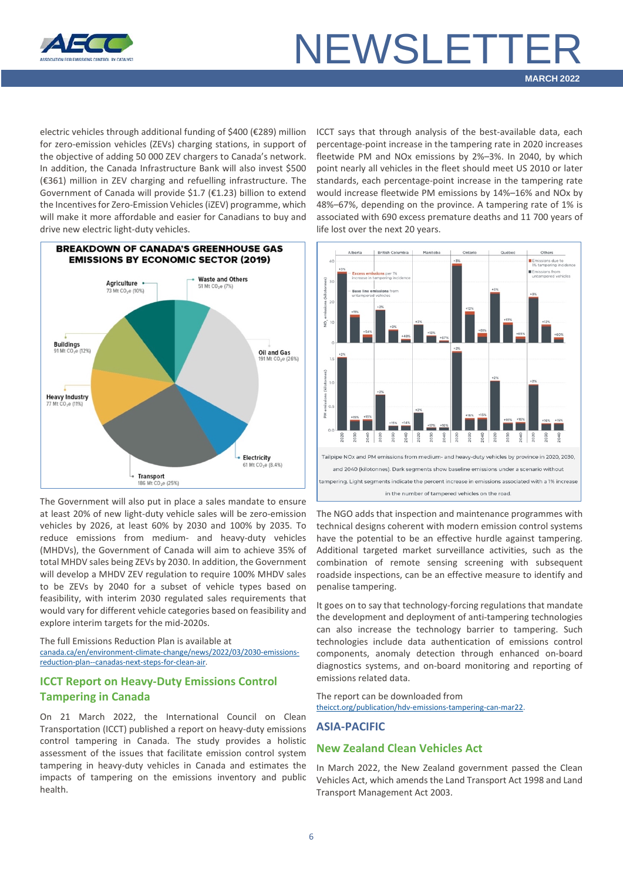electric vehicles through additional funding of $400 (€289) million for zero-emission vehicles (ZEVs) charging stations, in support of the objective of adding 50 000 ZEV chargers to Canada's network. In addition, the Canada Infrastructure Bank will also invest $500 (€361) million in ZEV charging and refuelling infrastructure. The Government of Canada will provide $1.7 (€1.23) billion to extend the Incentives for Zero-Emission Vehicles (iZEV) programme, which will make it more affordable and easier for Canadians to buy and drive new electric light-duty vehicles.

**BREAKDOWN OF CANADA'S GREENHOUSE GAS EMISSIONS BY ECONOMIC SECTOR (2019)**

- Agriculture 73 Mt $CO_2e$ (10%)
- Waste and Others 51 Mt $CO_2e$ (7%)
- Buildings 91 Mt $CO_2e$ (12%)
- Oil and Gas 191 Mt $CO_2e$ (26%)
- Heavy Industry 77 Mt $CO_2e$ (11%)
- Electricity 61 Mt $CO_2e$ (8.4%)
- Transport 186 Mt $CO_2e$ (25%)

The Government will also put in place a sales mandate to ensure at least 20% of new light-duty vehicle sales will be zero-emission vehicles by 2026, at least 60% by 2030 and 100% by 2035. To reduce emissions from medium- and heavy-duty vehicles (MHDVs), the Government of Canada will aim to achieve 35% of total MHDV sales being ZEVs by 2030. In addition, the Government will develop a MHDV ZEV regulation to require 100% MHDV sales to be ZEVs by 2040 for a subset of vehicle types based on feasibility, with interim 2030 regulated sales requirements that would vary for different vehicle categories based on feasibility and explore interim targets for the mid-2020s.

The full Emissions Reduction Plan is available at canada.ca/en/environment-climate-change/news/2022/03/2030-emissions-reduction-plan--canadas-next-steps-for-clean-air.

## ICCT Report on Heavy-Duty Emissions Control Tampering in Canada

On 21 March 2022, the International Council on Clean Transportation (ICCT) published a report on heavy-duty emissions control tampering in Canada. The study provides a holistic assessment of the issues that facilitate emission control system tampering in heavy-duty vehicles in Canada and estimates the impacts of tampering on the emissions inventory and public health.

ICCT says that through analysis of the best-available data, each percentage-point increase in the tampering rate in 2020 increases fleetwide PM and NOx emissions by 2%–3%. In 2040, by which point nearly all vehicles in the fleet should meet US 2010 or later standards, each percentage-point increase in the tampering rate would increase fleetwide PM emissions by 14%–16% and NOx by 48%–67%, depending on the province. A tampering rate of 1% is associated with 690 excess premature deaths and 11 700 years of life lost over the next 20 years.

Tailpipe NOx and PM emissions from medium- and heavy-duty vehicles by province in 2020, 2030, and 2040 (kilotonnes). Dark segments show baseline emissions under a scenario without tampering. Light segments indicate the percent increase in emissions associated with a 1% increase in the number of tampered vehicles on the road.

The NGO adds that inspection and maintenance programmes with technical designs coherent with modern emission control systems have the potential to be an effective hurdle against tampering. Additional targeted market surveillance activities, such as the combination of remote sensing screening with subsequent roadside inspections, can be an effective measure to identify and penalise tampering.

It goes on to say that technology-forcing regulations that mandate the development and deployment of anti-tampering technologies can also increase the technology barrier to tampering. Such technologies include data authentication of emissions control components, anomaly detection through enhanced on-board diagnostics systems, and on-board monitoring and reporting of emissions related data.

The report can be downloaded from theicct.org/publication/hdv-emissions-tampering-can-mar22.

# ASIA-PACIFIC

## New Zealand Clean Vehicles Act

In March 2022, the New Zealand government passed the Clean Vehicles Act, which amends the Land Transport Act 1998 and Land Transport Management Act 2003.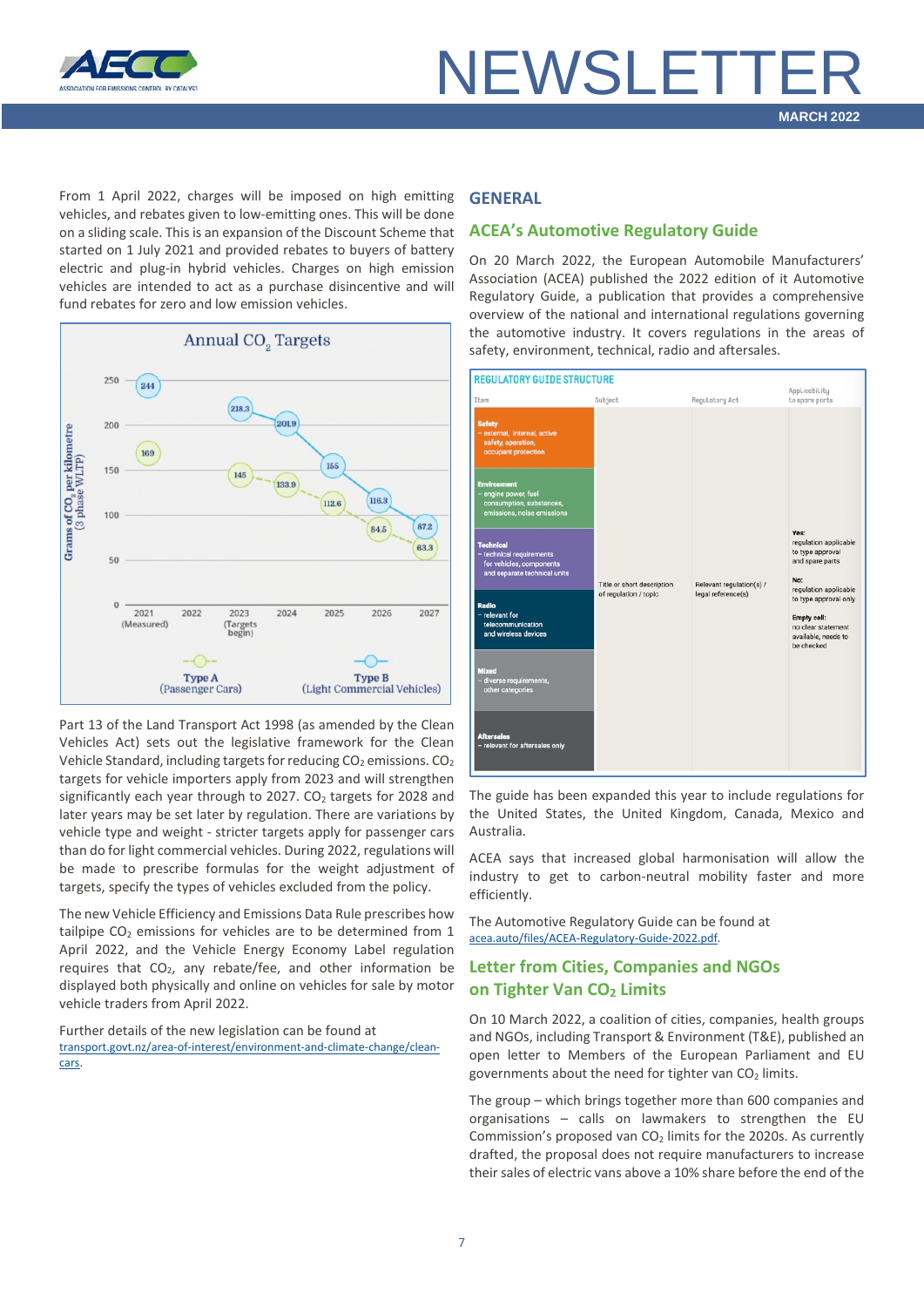From 1 April 2022, charges will be imposed on high emitting vehicles, and rebates given to low-emitting ones. This will be done on a sliding scale. This is an expansion of the Discount Scheme that started on 1 July 2021 and provided rebates to buyers of battery electric and plug-in hybrid vehicles. Charges on high emission vehicles are intended to act as a purchase disincentive and will fund rebates for zero and low emission vehicles.

Part 13 of the Land Transport Act 1998 (as amended by the Clean Vehicles Act) sets out the legislative framework for the Clean Vehicle Standard, including targets for reducing $CO_2$ emissions. $CO_2$ targets for vehicle importers apply from 2023 and will strengthen significantly each year through to 2027. $CO_2$ targets for 2028 and later years may be set later by regulation. There are variations by vehicle type and weight - stricter targets apply for passenger cars than do for light commercial vehicles. During 2022, regulations will be made to prescribe formulas for the weight adjustment of targets, specify the types of vehicles excluded from the policy.

The new Vehicle Efficiency and Emissions Data Rule prescribes how tailpipe $CO_2$ emissions for vehicles are to be determined from 1 April 2022, and the Vehicle Energy Economy Label regulation requires that $CO_2$, any rebate/fee, and other information be displayed both physically and online on vehicles for sale by motor vehicle traders from April 2022.

Further details of the new legislation can be found at transport.govt.nz/area-of-interest/environment-and-climate-change/clean-cars.

## GENERAL

### ACEA's Automotive Regulatory Guide

On 20 March 2022, the European Automobile Manufacturers' Association (ACEA) published the 2022 edition of it Automotive Regulatory Guide, a publication that provides a comprehensive overview of the national and international regulations governing the automotive industry. It covers regulations in the areas of safety, environment, technical, radio and aftersales.

The guide has been expanded this year to include regulations for the United States, the United Kingdom, Canada, Mexico and Australia.

ACEA says that increased global harmonisation will allow the industry to get to carbon-neutral mobility faster and more efficiently.

The Automotive Regulatory Guide can be found at acea.auto/files/ACEA-Regulatory-Guide-2022.pdf.

### Letter from Cities, Companies and NGOs on Tighter Van $CO_2$ Limits

On 10 March 2022, a coalition of cities, companies, health groups and NGOs, including Transport & Environment (T&E), published an open letter to Members of the European Parliament and EU governments about the need for tighter $CO_2$ limits.

The group – which brings together more than 600 companies and organisations – calls on lawmakers to strengthen the EU Commission's proposed van $CO_2$ limits for the 2020s. As currently drafted, the proposal does not require manufacturers to increase their sales of electric vans above a 10% share before the end of the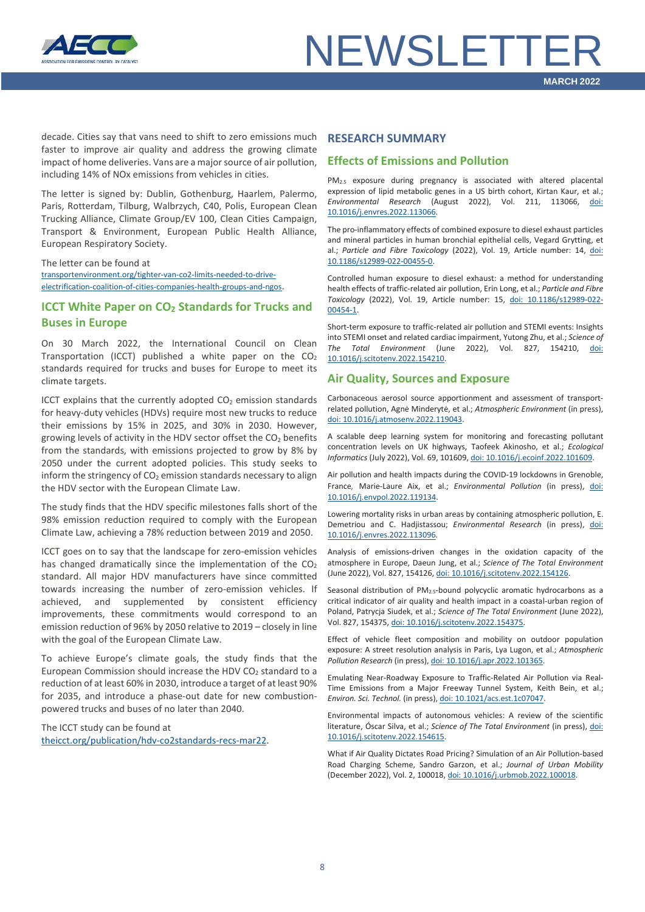decade. Cities say that vans need to shift to zero emissions much faster to improve air quality and address the growing climate impact of home deliveries. Vans are a major source of air pollution, including 14% of NOx emissions from vehicles in cities.

The letter is signed by: Dublin, Gothenburg, Haarlem, Palermo, Paris, Rotterdam, Tilburg, Walbrzych, C40, Polis, European Clean Trucking Alliance, Climate Group/EV 100, Clean Cities Campaign, Transport & Environment, European Public Health Alliance, European Respiratory Society.

The letter can be found at [transportenvironment.org/tighter-van-co2-limits-needed-to-drive-electrification-coalition-of-cities-companies-health-groups-and-ngos](transportenvironment.org/tighter-van-co2-limits-needed-to-drive-electrification-coalition-of-cities-companies-health-groups-and-ngos).

## ICCT White Paper on $CO_2$ Standards for Trucks and Buses in Europe

On 30 March 2022, the International Council on Clean Transportation (ICCT) published a white paper on the $CO_2$ standards required for trucks and buses for Europe to meet its climate targets.

ICCT explains that the currently adopted $CO_2$ emission standards for heavy-duty vehicles (HDVs) require most new trucks to reduce their emissions by 15% in 2025, and 30% in 2030. However, growing levels of activity in the HDV sector offset the $CO_2$ benefits from the standards, with emissions projected to grow by 8% by 2050 under the current adopted policies. This study seeks to inform the stringency of $CO_2$ emission standards necessary to align the HDV sector with the European Climate Law.

The study finds that the HDV specific milestones falls short of the 98% emission reduction required to comply with the European Climate Law, achieving a 78% reduction between 2019 and 2050.

ICCT goes on to say that the landscape for zero-emission vehicles has changed dramatically since the implementation of the $CO_2$ standard. All major HDV manufacturers have since committed towards increasing the number of zero-emission vehicles. If achieved, and supplemented by consistent efficiency improvements, these commitments would correspond to an emission reduction of 96% by 2050 relative to 2019 – closely in line with the goal of the European Climate Law.

To achieve Europe's climate goals, the study finds that the European Commission should increase the HDV $CO_2$ standard to a reduction of at least 60% in 2030, introduce a target of at least 90% for 2035, and introduce a phase-out date for new combustion-powered trucks and buses of no later than 2040.

The ICCT study can be found at [theicct.org/publication/hdv-co2standards-recs-mar22](theicct.org/publication/hdv-co2standards-recs-mar22).

# RESEARCH SUMMARY

## Effects of Emissions and Pollution

$PM_{2.5}$ exposure during pregnancy is associated with altered placental expression of lipid metabolic genes in a US birth cohort, Kirtan Kaur, et al.; *Environmental Research* (August 2022), Vol. 211, 113066, doi: 10.1016/j.envres.2022.113066.

The pro-inflammatory effects of combined exposure to diesel exhaust particles and mineral particles in human bronchial epithelial cells, Vegard Grytting, et al.; *Particle and Fibre Toxicology* (2022), Vol. 19, Article number: 14, doi: 10.1186/s12989-022-00455-0.

Controlled human exposure to diesel exhaust: a method for understanding health effects of traffic-related air pollution, Erin Long, et al.; *Particle and Fibre Toxicology* (2022), Vol. 19, Article number: 15, doi: 10.1186/s12989-022-00454-1.

Short-term exposure to traffic-related air pollution and STEMI events: Insights into STEMI onset and related cardiac impairment, Yutong Zhu, et al.; *Science of The Total Environment* (June 2022), Vol. 827, 154210, doi: 10.1016/j.scitotenv.2022.154210.

## Air Quality, Sources and Exposure

Carbonaceous aerosol source apportionment and assessment of transport-related pollution, Agnė Minderytė, et al.; *Atmospheric Environment* (in press), doi: 10.1016/j.atmosenv.2022.119043.

A scalable deep learning system for monitoring and forecasting pollutant concentration levels on UK highways, Taofeek Akinosho, et al.; *Ecological Informatics* (July 2022), Vol. 69, 101609, doi: 10.1016/j.ecoinf.2022.101609.

Air pollution and health impacts during the COVID-19 lockdowns in Grenoble, France, Marie-Laure Aix, et al.; *Environmental Pollution* (in press), doi: 10.1016/j.envpol.2022.119134.

Lowering mortality risks in urban areas by containing atmospheric pollution, E. Demetriou and C. Hadjistassou; *Environmental Research* (in press), doi: 10.1016/j.envres.2022.113096.

Analysis of emissions-driven changes in the oxidation capacity of the atmosphere in Europe, Daeun Jung, et al.; *Science of The Total Environment* (June 2022), Vol. 827, 154126, doi: 10.1016/j.scitotenv.2022.154126.

Seasonal distribution of $PM_{2.5}$-bound polycyclic aromatic hydrocarbons as a critical indicator of air quality and health impact in a coastal-urban region of Poland, Patrycja Siudek, et al.; *Science of The Total Environment* (June 2022), Vol. 827, 154375, doi: 10.1016/j.scitotenv.2022.154375.

Effect of vehicle fleet composition and mobility on outdoor population exposure: A street resolution analysis in Paris, Lya Lugon, et al.; *Atmospheric Pollution Research* (in press), doi: 10.1016/j.apr.2022.101365.

Emulating Near-Roadway Exposure to Traffic-Related Air Pollution via Real-Time Emissions from a Major Freeway Tunnel System, Keith Bein, et al.; *Environ. Sci. Technol.* (in press), doi: 10.1021/acs.est.1c07047.

Environmental impacts of autonomous vehicles: A review of the scientific literature, Óscar Silva, et al.; *Science of The Total Environment* (in press), doi: 10.1016/j.scitotenv.2022.154615.

What if Air Quality Dictates Road Pricing? Simulation of an Air Pollution-based Road Charging Scheme, Sandro Garzon, et al.; *Journal of Urban Mobility* (December 2022), Vol. 2, 100018, doi: 10.1016/j.urbmob.2022.100018.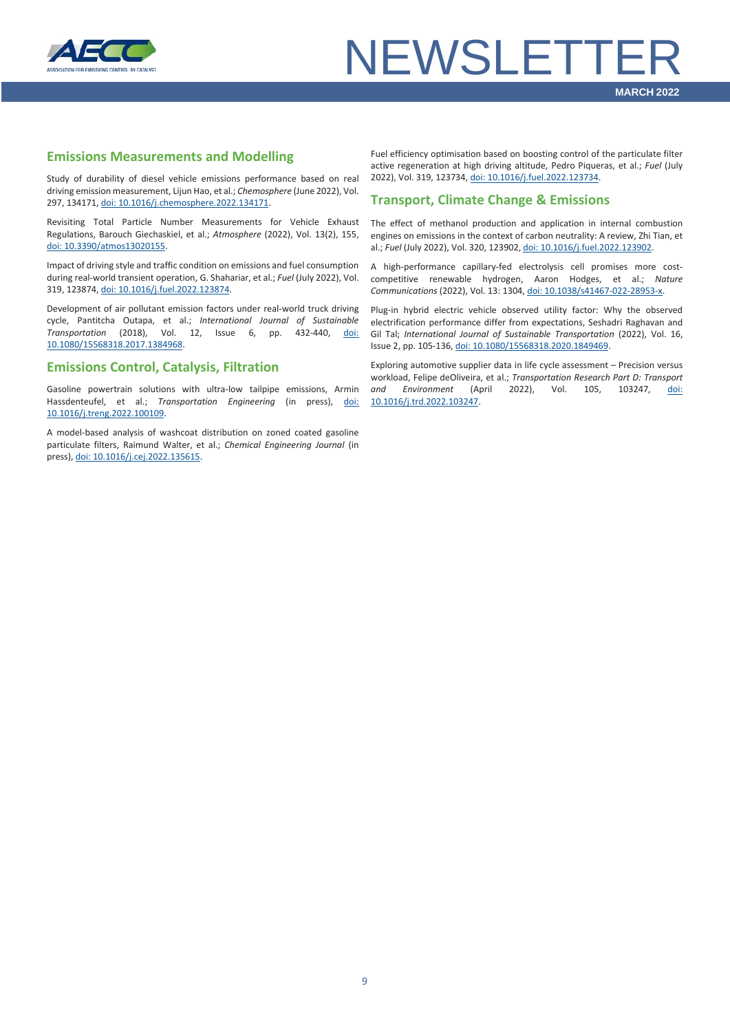## Emissions Measurements and Modelling

Study of durability of diesel vehicle emissions performance based on real driving emission measurement, Lijun Hao, et al.; *Chemosphere* (June 2022), Vol. 297, 134171, doi: 10.1016/j.chemosphere.2022.134171.

Revisiting Total Particle Number Measurements for Vehicle Exhaust Regulations, Barouch Giechaskiel, et al.; *Atmosphere* (2022), Vol. 13(2), 155, doi: 10.3390/atmos13020155.

Impact of driving style and traffic condition on emissions and fuel consumption during real-world transient operation, G. Shahariar, et al.; *Fuel* (July 2022), Vol. 319, 123874, doi: 10.1016/j.fuel.2022.123874.

Development of air pollutant emission factors under real-world truck driving cycle, Pantitcha Outapa, et al.; *International Journal of Sustainable Transportation* (2018), Vol. 12, Issue 6, pp. 432-440, doi: 10.1080/15568318.2017.1384968.

## Emissions Control, Catalysis, Filtration

Gasoline powertrain solutions with ultra-low tailpipe emissions, Armin Hassdenteufel, et al.; *Transportation Engineering* (in press), doi: 10.1016/j.treng.2022.100109.

A model-based analysis of washcoat distribution on zoned coated gasoline particulate filters, Raimund Walter, et al.; *Chemical Engineering Journal* (in press), doi: 10.1016/j.cej.2022.135615.

Fuel efficiency optimisation based on boosting control of the particulate filter active regeneration at high driving altitude, Pedro Piqueras, et al.; *Fuel* (July 2022), Vol. 319, 123734, doi: 10.1016/j.fuel.2022.123734.

## Transport, Climate Change & Emissions

The effect of methanol production and application in internal combustion engines on emissions in the context of carbon neutrality: A review, Zhi Tian, et al.; *Fuel* (July 2022), Vol. 320, 123902, doi: 10.1016/j.fuel.2022.123902.

A high-performance capillary-fed electrolysis cell promises more cost-competitive renewable hydrogen, Aaron Hodges, et al.; *Nature Communications* (2022), Vol. 13: 1304, doi: 10.1038/s41467-022-28953-x.

Plug-in hybrid electric vehicle observed utility factor: Why the observed electrification performance differ from expectations, Seshadri Raghavan and Gil Tal; *International Journal of Sustainable Transportation* (2022), Vol. 16, Issue 2, pp. 105-136, doi: 10.1080/15568318.2020.1849469.

Exploring automotive supplier data in life cycle assessment – Precision versus workload, Felipe deOliveira, et al.; *Transportation Research Part D: Transport and Environment* (April 2022), Vol. 105, 103247, doi: 10.1016/j.trd.2022.103247.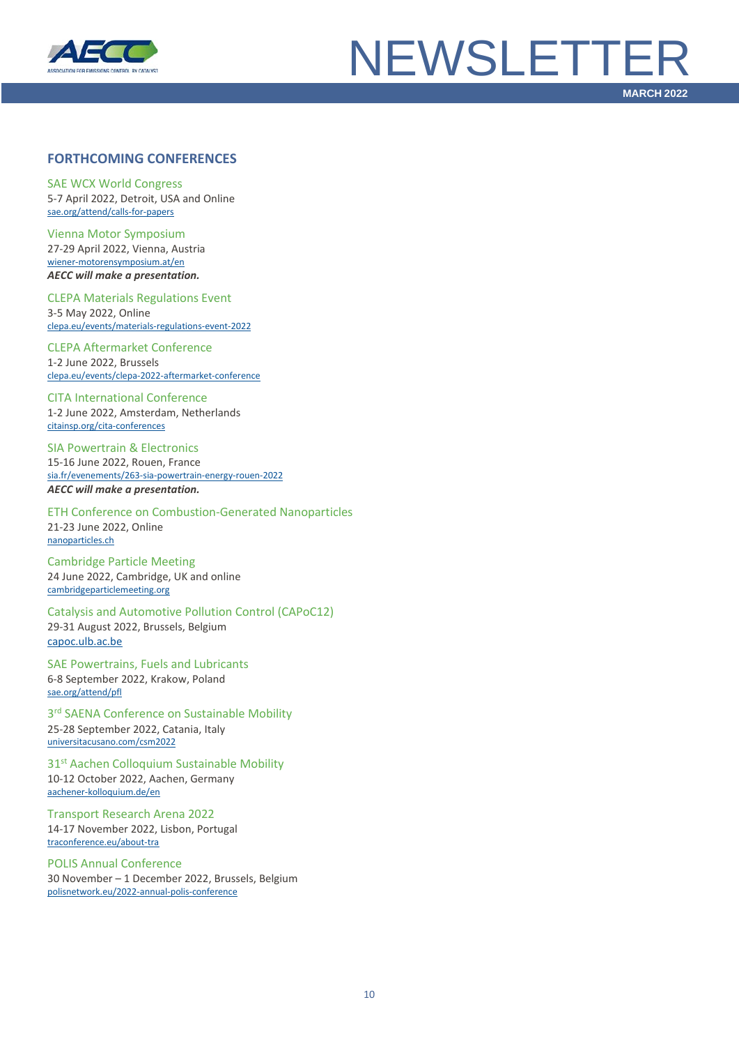## FORTHCOMING CONFERENCES

### SAE WCX World Congress
5-7 April 2022, Detroit, USA and Online
sae.org/attend/calls-for-papers

### Vienna Motor Symposium
27-29 April 2022, Vienna, Austria
wiener-motorensymposium.at/en
***AECC will make a presentation.***

### CLEPA Materials Regulations Event
3-5 May 2022, Online
clepa.eu/events/materials-regulations-event-2022

### CLEPA Aftermarket Conference
1-2 June 2022, Brussels
clepa.eu/events/clepa-2022-aftermarket-conference

### CITA International Conference
1-2 June 2022, Amsterdam, Netherlands
citainsp.org/cita-conferences

### SIA Powertrain & Electronics
15-16 June 2022, Rouen, France
sia.fr/evenements/263-sia-powertrain-energy-rouen-2022
***AECC will make a presentation.***

### ETH Conference on Combustion-Generated Nanoparticles
21-23 June 2022, Online
nanoparticles.ch

### Cambridge Particle Meeting
24 June 2022, Cambridge, UK and online
cambridgeparticlemeeting.org

### Catalysis and Automotive Pollution Control (CAPoC12)
29-31 August 2022, Brussels, Belgium
capoc.ulb.ac.be

### SAE Powertrains, Fuels and Lubricants
6-8 September 2022, Krakow, Poland
sae.org/attend/pfl

### 3rd SAENA Conference on Sustainable Mobility
25-28 September 2022, Catania, Italy
universitacusano.com/csm2022

### 31st Aachen Colloquium Sustainable Mobility
10-12 October 2022, Aachen, Germany
aachener-kolloquium.de/en

### Transport Research Arena 2022
14-17 November 2022, Lisbon, Portugal
traconference.eu/about-tra

### POLIS Annual Conference
30 November – 1 December 2022, Brussels, Belgium
polisnetwork.eu/2022-annual-polis-conference